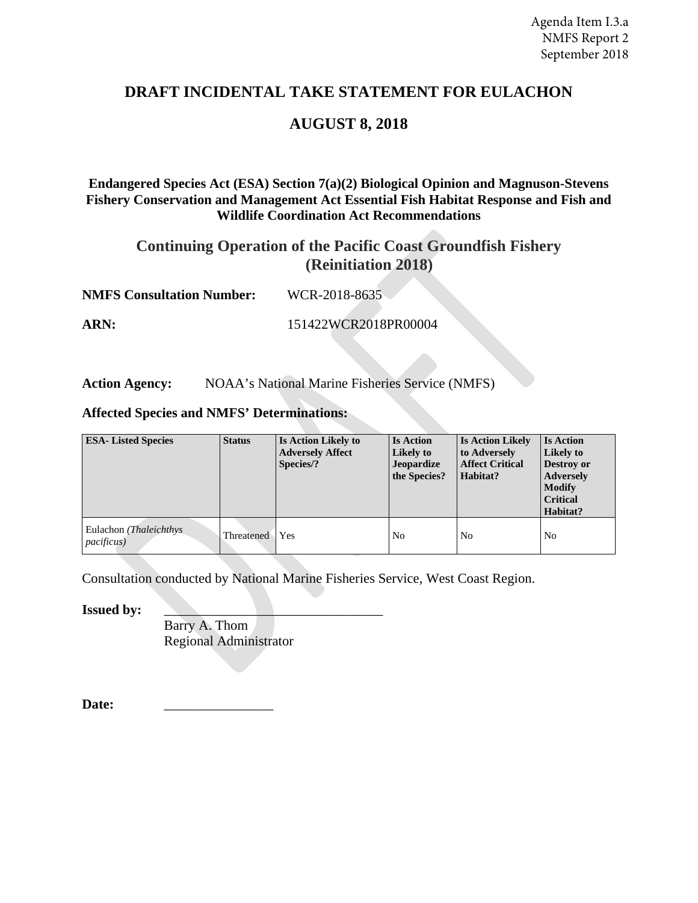Agenda Item I.3.a
NMFS Report 2
September 2018

# DRAFT INCIDENTAL TAKE STATEMENT FOR EULACHON

# AUGUST 8, 2018

**Endangered Species Act (ESA) Section 7(a)(2) Biological Opinion and Magnuson-Stevens Fishery Conservation and Management Act Essential Fish Habitat Response and Fish and Wildlife Coordination Act Recommendations**

## Continuing Operation of the Pacific Coast Groundfish Fishery (Reinitiation 2018)

**NMFS Consultation Number:** WCR-2018-8635

**ARN:** 151422WCR2018PR00004

**Action Agency:** NOAA's National Marine Fisheries Service (NMFS)

**Affected Species and NMFS' Determinations:**

| ESA- Listed Species | Status | Is Action Likely to Adversely Affect Species/? | Is Action Likely to Jeopardize the Species? | Is Action Likely to Adversely Affect Critical Habitat? | Is Action Likely to Destroy or Adversely Modify Critical Habitat? |
|---|---|---|---|---|---|
| Eulachon *(Thaleichthys pacificus)* | Threatened | Yes | No | No | No |

Consultation conducted by National Marine Fisheries Service, West Coast Region.

**Issued by:** ________________________________
Barry A. Thom
Regional Administrator

**Date:** ________________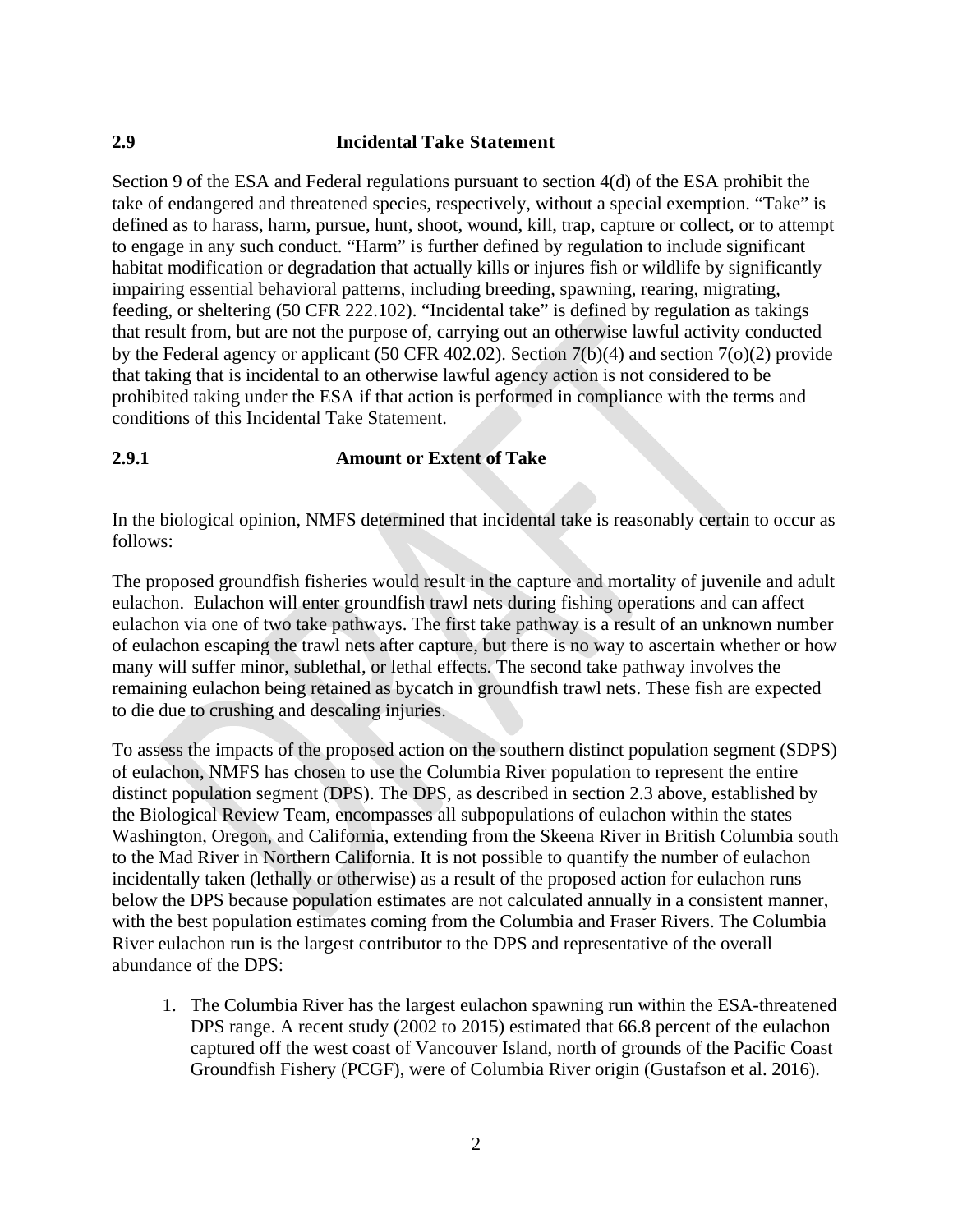## 2.9 Incidental Take Statement

Section 9 of the ESA and Federal regulations pursuant to section 4(d) of the ESA prohibit the take of endangered and threatened species, respectively, without a special exemption. "Take" is defined as to harass, harm, pursue, hunt, shoot, wound, kill, trap, capture or collect, or to attempt to engage in any such conduct. "Harm" is further defined by regulation to include significant habitat modification or degradation that actually kills or injures fish or wildlife by significantly impairing essential behavioral patterns, including breeding, spawning, rearing, migrating, feeding, or sheltering (50 CFR 222.102). "Incidental take" is defined by regulation as takings that result from, but are not the purpose of, carrying out an otherwise lawful activity conducted by the Federal agency or applicant (50 CFR 402.02). Section 7(b)(4) and section 7(o)(2) provide that taking that is incidental to an otherwise lawful agency action is not considered to be prohibited taking under the ESA if that action is performed in compliance with the terms and conditions of this Incidental Take Statement.

### 2.9.1 Amount or Extent of Take

In the biological opinion, NMFS determined that incidental take is reasonably certain to occur as follows:

The proposed groundfish fisheries would result in the capture and mortality of juvenile and adult eulachon. Eulachon will enter groundfish trawl nets during fishing operations and can affect eulachon via one of two take pathways. The first take pathway is a result of an unknown number of eulachon escaping the trawl nets after capture, but there is no way to ascertain whether or how many will suffer minor, sublethal, or lethal effects. The second take pathway involves the remaining eulachon being retained as bycatch in groundfish trawl nets. These fish are expected to die due to crushing and descaling injuries.

To assess the impacts of the proposed action on the southern distinct population segment (SDPS) of eulachon, NMFS has chosen to use the Columbia River population to represent the entire distinct population segment (DPS). The DPS, as described in section 2.3 above, established by the Biological Review Team, encompasses all subpopulations of eulachon within the states Washington, Oregon, and California, extending from the Skeena River in British Columbia south to the Mad River in Northern California. It is not possible to quantify the number of eulachon incidentally taken (lethally or otherwise) as a result of the proposed action for eulachon runs below the DPS because population estimates are not calculated annually in a consistent manner, with the best population estimates coming from the Columbia and Fraser Rivers. The Columbia River eulachon run is the largest contributor to the DPS and representative of the overall abundance of the DPS:

1. The Columbia River has the largest eulachon spawning run within the ESA-threatened DPS range. A recent study (2002 to 2015) estimated that 66.8 percent of the eulachon captured off the west coast of Vancouver Island, north of grounds of the Pacific Coast Groundfish Fishery (PCGF), were of Columbia River origin (Gustafson et al. 2016).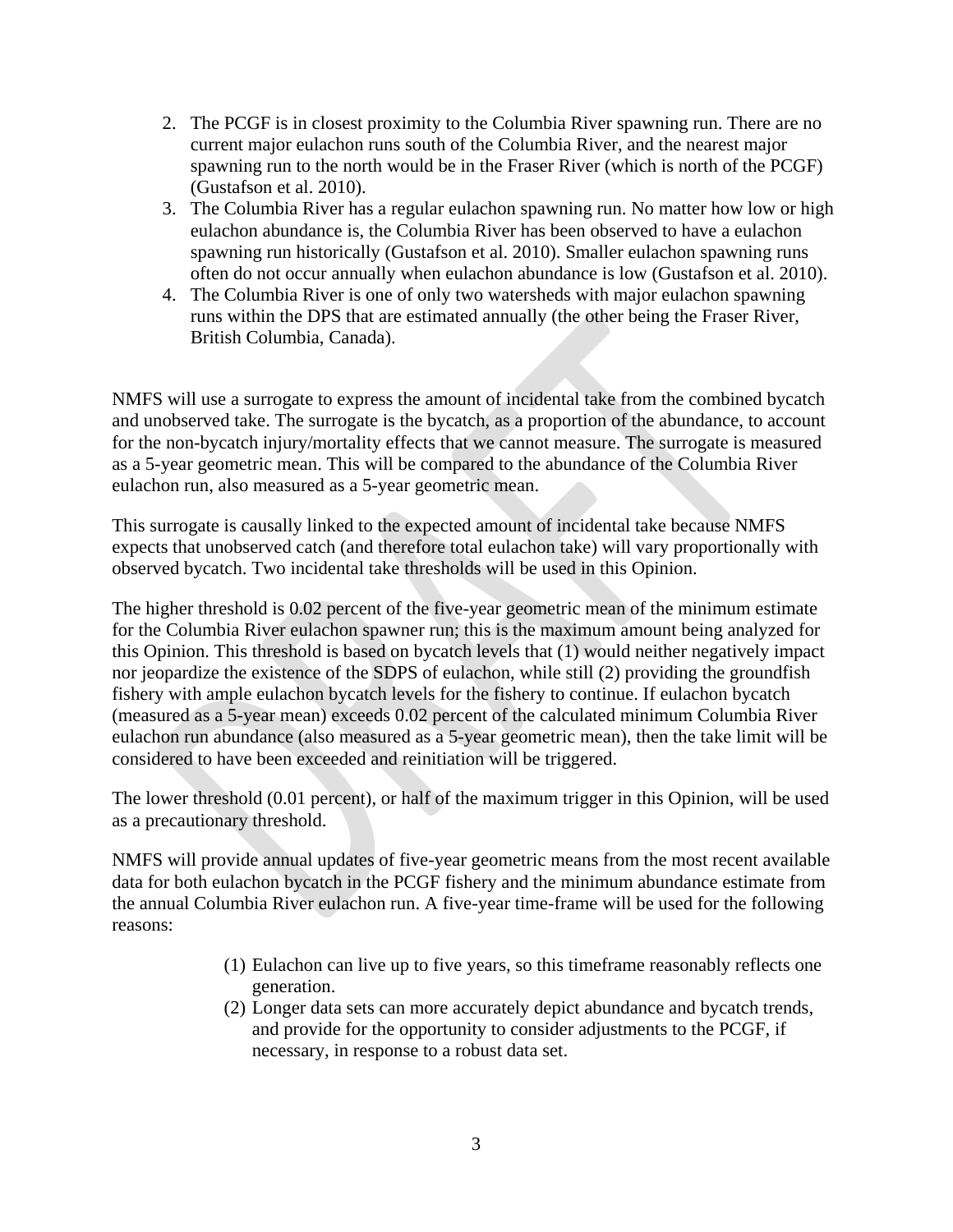2. The PCGF is in closest proximity to the Columbia River spawning run. There are no current major eulachon runs south of the Columbia River, and the nearest major spawning run to the north would be in the Fraser River (which is north of the PCGF) (Gustafson et al. 2010).
3. The Columbia River has a regular eulachon spawning run. No matter how low or high eulachon abundance is, the Columbia River has been observed to have a eulachon spawning run historically (Gustafson et al. 2010). Smaller eulachon spawning runs often do not occur annually when eulachon abundance is low (Gustafson et al. 2010).
4. The Columbia River is one of only two watersheds with major eulachon spawning runs within the DPS that are estimated annually (the other being the Fraser River, British Columbia, Canada).

NMFS will use a surrogate to express the amount of incidental take from the combined bycatch and unobserved take. The surrogate is the bycatch, as a proportion of the abundance, to account for the non-bycatch injury/mortality effects that we cannot measure. The surrogate is measured as a 5-year geometric mean. This will be compared to the abundance of the Columbia River eulachon run, also measured as a 5-year geometric mean.

This surrogate is causally linked to the expected amount of incidental take because NMFS expects that unobserved catch (and therefore total eulachon take) will vary proportionally with observed bycatch. Two incidental take thresholds will be used in this Opinion.

The higher threshold is 0.02 percent of the five-year geometric mean of the minimum estimate for the Columbia River eulachon spawner run; this is the maximum amount being analyzed for this Opinion. This threshold is based on bycatch levels that (1) would neither negatively impact nor jeopardize the existence of the SDPS of eulachon, while still (2) providing the groundfish fishery with ample eulachon bycatch levels for the fishery to continue. If eulachon bycatch (measured as a 5-year mean) exceeds 0.02 percent of the calculated minimum Columbia River eulachon run abundance (also measured as a 5-year geometric mean), then the take limit will be considered to have been exceeded and reinitiation will be triggered.

The lower threshold (0.01 percent), or half of the maximum trigger in this Opinion, will be used as a precautionary threshold.

NMFS will provide annual updates of five-year geometric means from the most recent available data for both eulachon bycatch in the PCGF fishery and the minimum abundance estimate from the annual Columbia River eulachon run. A five-year time-frame will be used for the following reasons:

(1) Eulachon can live up to five years, so this timeframe reasonably reflects one generation.
(2) Longer data sets can more accurately depict abundance and bycatch trends, and provide for the opportunity to consider adjustments to the PCGF, if necessary, in response to a robust data set.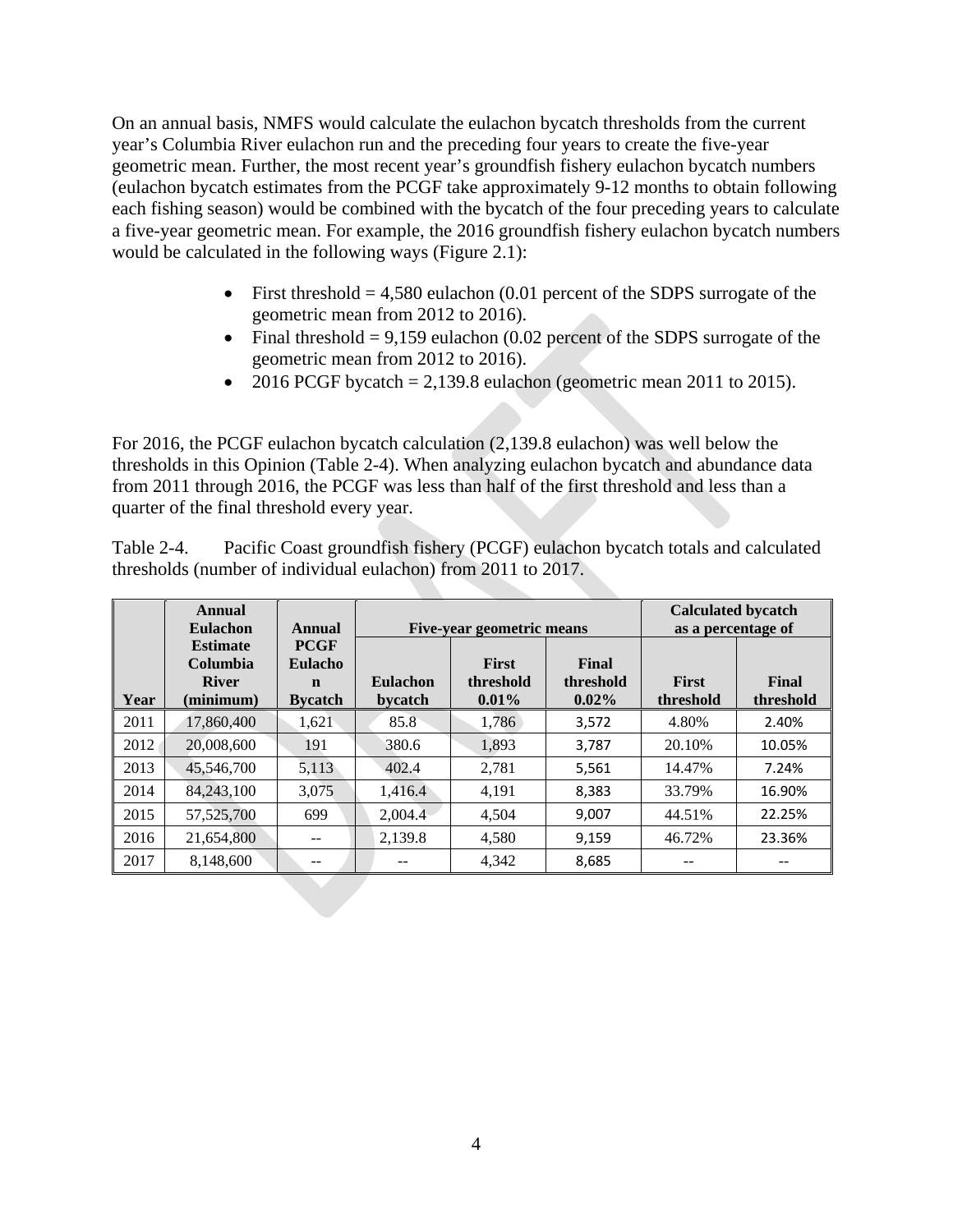On an annual basis, NMFS would calculate the eulachon bycatch thresholds from the current year's Columbia River eulachon run and the preceding four years to create the five-year geometric mean. Further, the most recent year's groundfish fishery eulachon bycatch numbers (eulachon bycatch estimates from the PCGF take approximately 9-12 months to obtain following each fishing season) would be combined with the bycatch of the four preceding years to calculate a five-year geometric mean. For example, the 2016 groundfish fishery eulachon bycatch numbers would be calculated in the following ways (Figure 2.1):

- First threshold = 4,580 eulachon (0.01 percent of the SDPS surrogate of the geometric mean from 2012 to 2016).
- Final threshold = 9,159 eulachon (0.02 percent of the SDPS surrogate of the geometric mean from 2012 to 2016).
- 2016 PCGF bycatch = 2,139.8 eulachon (geometric mean 2011 to 2015).

For 2016, the PCGF eulachon bycatch calculation (2,139.8 eulachon) was well below the thresholds in this Opinion (Table 2-4). When analyzing eulachon bycatch and abundance data from 2011 through 2016, the PCGF was less than half of the first threshold and less than a quarter of the final threshold every year.

Table 2-4. Pacific Coast groundfish fishery (PCGF) eulachon bycatch totals and calculated thresholds (number of individual eulachon) from 2011 to 2017.

| | Annual Eulachon | Annual | Five-year geometric means | | | Calculated bycatch as a percentage of | |
|---|---|---|---|---|---|---|---|
| Year | Estimate Columbia River (minimum) | PCGF Eulachon Bycatch | Eulachon bycatch | First threshold 0.01% | Final threshold 0.02% | First threshold | Final threshold |
| 2011 | 17,860,400 | 1,621 | 85.8 | 1,786 | 3,572 | 4.80% | 2.40% |
| 2012 | 20,008,600 | 191 | 380.6 | 1,893 | 3,787 | 20.10% | 10.05% |
| 2013 | 45,546,700 | 5,113 | 402.4 | 2,781 | 5,561 | 14.47% | 7.24% |
| 2014 | 84,243,100 | 3,075 | 1,416.4 | 4,191 | 8,383 | 33.79% | 16.90% |
| 2015 | 57,525,700 | 699 | 2,004.4 | 4,504 | 9,007 | 44.51% | 22.25% |
| 2016 | 21,654,800 | -- | 2,139.8 | 4,580 | 9,159 | 46.72% | 23.36% |
| 2017 | 8,148,600 | -- | -- | 4,342 | 8,685 | -- | -- |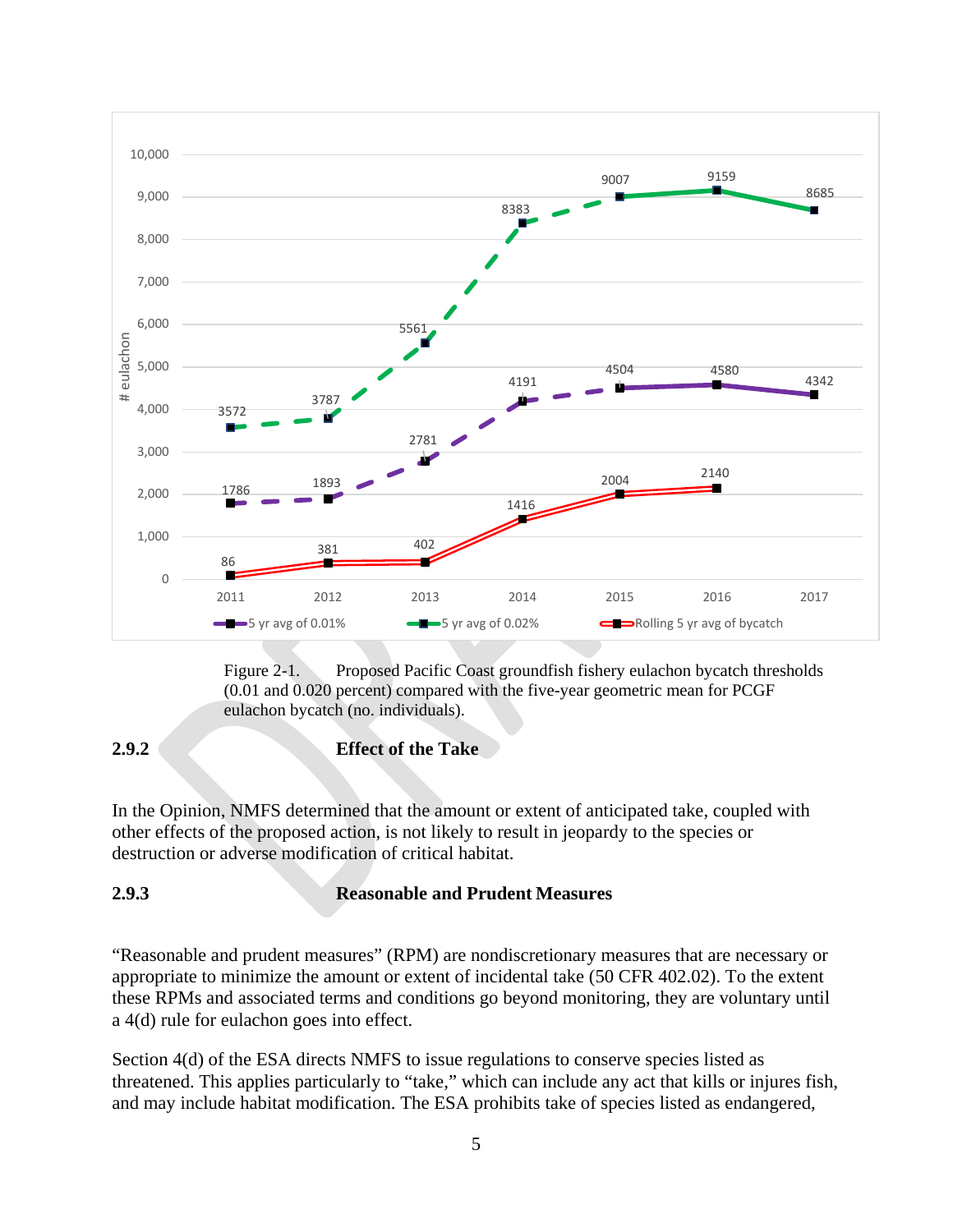Figure 2-1. Proposed Pacific Coast groundfish fishery eulachon bycatch thresholds (0.01 and 0.020 percent) compared with the five-year geometric mean for PCGF eulachon bycatch (no. individuals).

### 2.9.2 Effect of the Take

In the Opinion, NMFS determined that the amount or extent of anticipated take, coupled with other effects of the proposed action, is not likely to result in jeopardy to the species or destruction or adverse modification of critical habitat.

### 2.9.3 Reasonable and Prudent Measures

"Reasonable and prudent measures" (RPM) are nondiscretionary measures that are necessary or appropriate to minimize the amount or extent of incidental take (50 CFR 402.02). To the extent these RPMs and associated terms and conditions go beyond monitoring, they are voluntary until a 4(d) rule for eulachon goes into effect.

Section 4(d) of the ESA directs NMFS to issue regulations to conserve species listed as threatened. This applies particularly to "take," which can include any act that kills or injures fish, and may include habitat modification. The ESA prohibits take of species listed as endangered,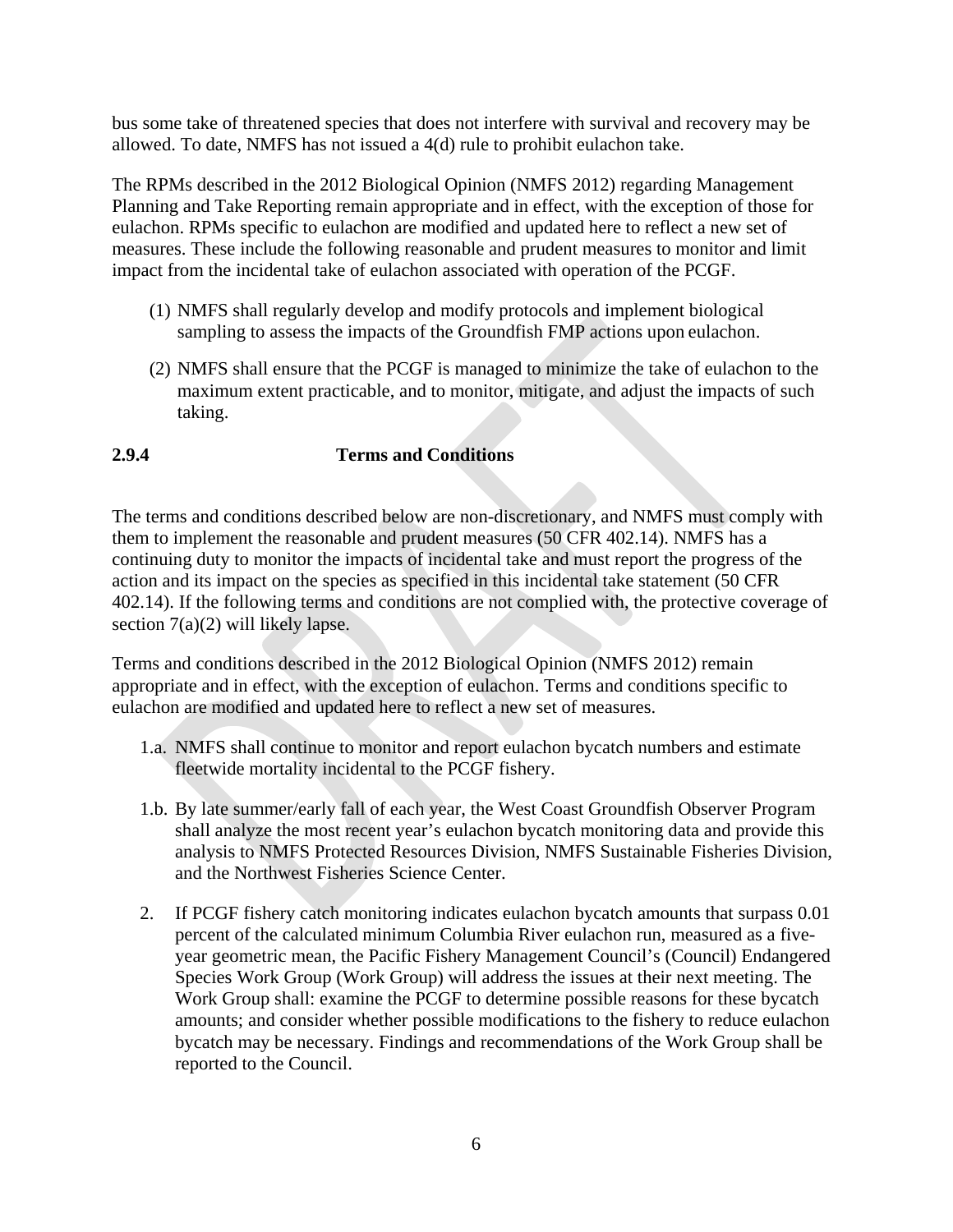bus some take of threatened species that does not interfere with survival and recovery may be allowed. To date, NMFS has not issued a 4(d) rule to prohibit eulachon take.

The RPMs described in the 2012 Biological Opinion (NMFS 2012) regarding Management Planning and Take Reporting remain appropriate and in effect, with the exception of those for eulachon. RPMs specific to eulachon are modified and updated here to reflect a new set of measures. These include the following reasonable and prudent measures to monitor and limit impact from the incidental take of eulachon associated with operation of the PCGF.

(1) NMFS shall regularly develop and modify protocols and implement biological sampling to assess the impacts of the Groundfish FMP actions upon eulachon.

(2) NMFS shall ensure that the PCGF is managed to minimize the take of eulachon to the maximum extent practicable, and to monitor, mitigate, and adjust the impacts of such taking.

### 2.9.4 Terms and Conditions

The terms and conditions described below are non-discretionary, and NMFS must comply with them to implement the reasonable and prudent measures (50 CFR 402.14). NMFS has a continuing duty to monitor the impacts of incidental take and must report the progress of the action and its impact on the species as specified in this incidental take statement (50 CFR 402.14). If the following terms and conditions are not complied with, the protective coverage of section 7(a)(2) will likely lapse.

Terms and conditions described in the 2012 Biological Opinion (NMFS 2012) remain appropriate and in effect, with the exception of eulachon. Terms and conditions specific to eulachon are modified and updated here to reflect a new set of measures.

1.a. NMFS shall continue to monitor and report eulachon bycatch numbers and estimate fleetwide mortality incidental to the PCGF fishery.

1.b. By late summer/early fall of each year, the West Coast Groundfish Observer Program shall analyze the most recent year's eulachon bycatch monitoring data and provide this analysis to NMFS Protected Resources Division, NMFS Sustainable Fisheries Division, and the Northwest Fisheries Science Center.

2. If PCGF fishery catch monitoring indicates eulachon bycatch amounts that surpass 0.01 percent of the calculated minimum Columbia River eulachon run, measured as a five-year geometric mean, the Pacific Fishery Management Council's (Council) Endangered Species Work Group (Work Group) will address the issues at their next meeting. The Work Group shall: examine the PCGF to determine possible reasons for these bycatch amounts; and consider whether possible modifications to the fishery to reduce eulachon bycatch may be necessary. Findings and recommendations of the Work Group shall be reported to the Council.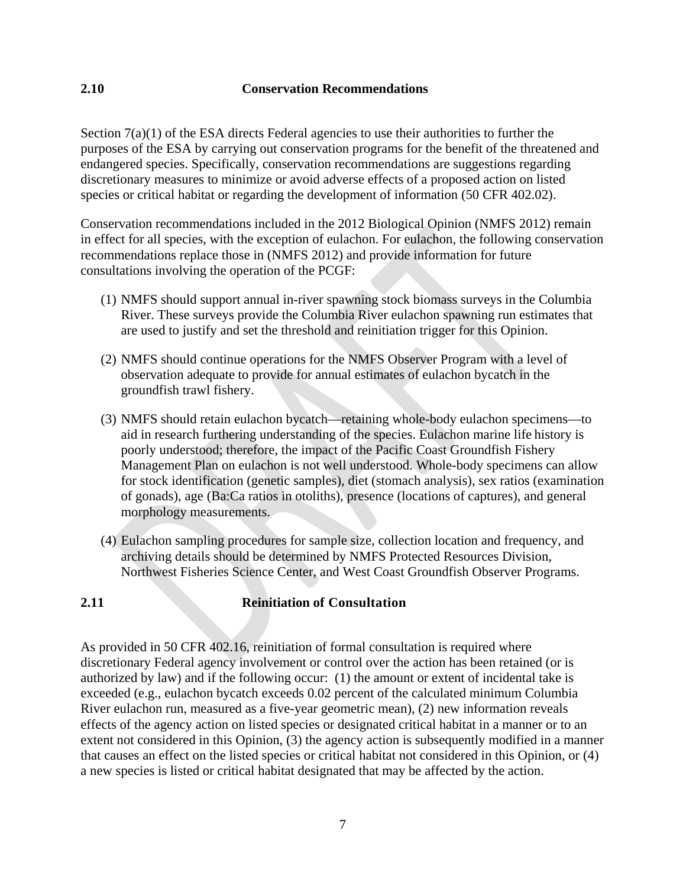## 2.10 Conservation Recommendations

Section 7(a)(1) of the ESA directs Federal agencies to use their authorities to further the purposes of the ESA by carrying out conservation programs for the benefit of the threatened and endangered species. Specifically, conservation recommendations are suggestions regarding discretionary measures to minimize or avoid adverse effects of a proposed action on listed species or critical habitat or regarding the development of information (50 CFR 402.02).

Conservation recommendations included in the 2012 Biological Opinion (NMFS 2012) remain in effect for all species, with the exception of eulachon. For eulachon, the following conservation recommendations replace those in (NMFS 2012) and provide information for future consultations involving the operation of the PCGF:

1. NMFS should support annual in-river spawning stock biomass surveys in the Columbia River. These surveys provide the Columbia River eulachon spawning run estimates that are used to justify and set the threshold and reinitiation trigger for this Opinion.
2. NMFS should continue operations for the NMFS Observer Program with a level of observation adequate to provide for annual estimates of eulachon bycatch in the groundfish trawl fishery.
3. NMFS should retain eulachon bycatch—retaining whole-body eulachon specimens—to aid in research furthering understanding of the species. Eulachon marine life history is poorly understood; therefore, the impact of the Pacific Coast Groundfish Fishery Management Plan on eulachon is not well understood. Whole-body specimens can allow for stock identification (genetic samples), diet (stomach analysis), sex ratios (examination of gonads), age (Ba:Ca ratios in otoliths), presence (locations of captures), and general morphology measurements.
4. Eulachon sampling procedures for sample size, collection location and frequency, and archiving details should be determined by NMFS Protected Resources Division, Northwest Fisheries Science Center, and West Coast Groundfish Observer Programs.

## 2.11 Reinitiation of Consultation

As provided in 50 CFR 402.16, reinitiation of formal consultation is required where discretionary Federal agency involvement or control over the action has been retained (or is authorized by law) and if the following occur: (1) the amount or extent of incidental take is exceeded (e.g., eulachon bycatch exceeds 0.02 percent of the calculated minimum Columbia River eulachon run, measured as a five-year geometric mean), (2) new information reveals effects of the agency action on listed species or designated critical habitat in a manner or to an extent not considered in this Opinion, (3) the agency action is subsequently modified in a manner that causes an effect on the listed species or critical habitat not considered in this Opinion, or (4) a new species is listed or critical habitat designated that may be affected by the action.